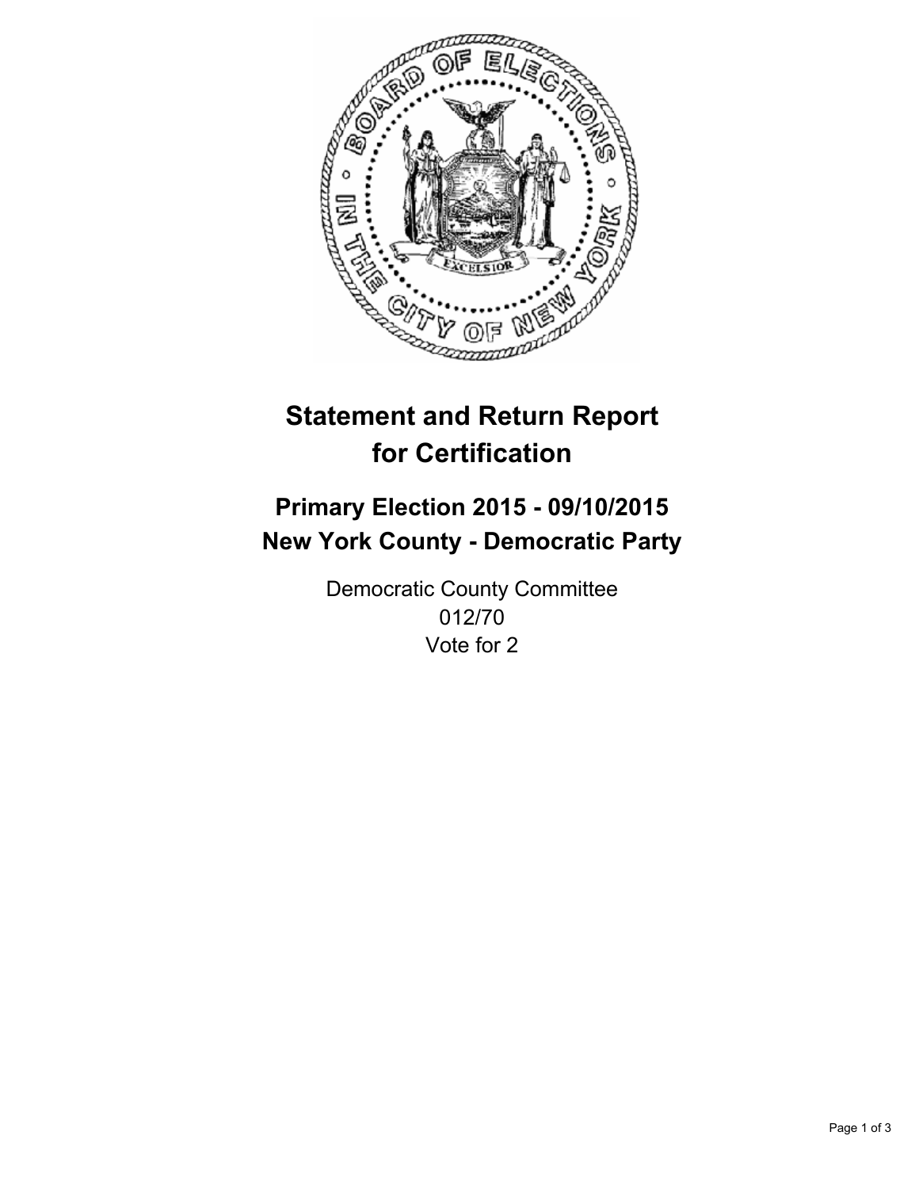# Statement and Return Report for Certification

## Primary Election 2015 - 09/10/2015
## New York County - Democratic Party

Democratic County Committee
012/70
Vote for 2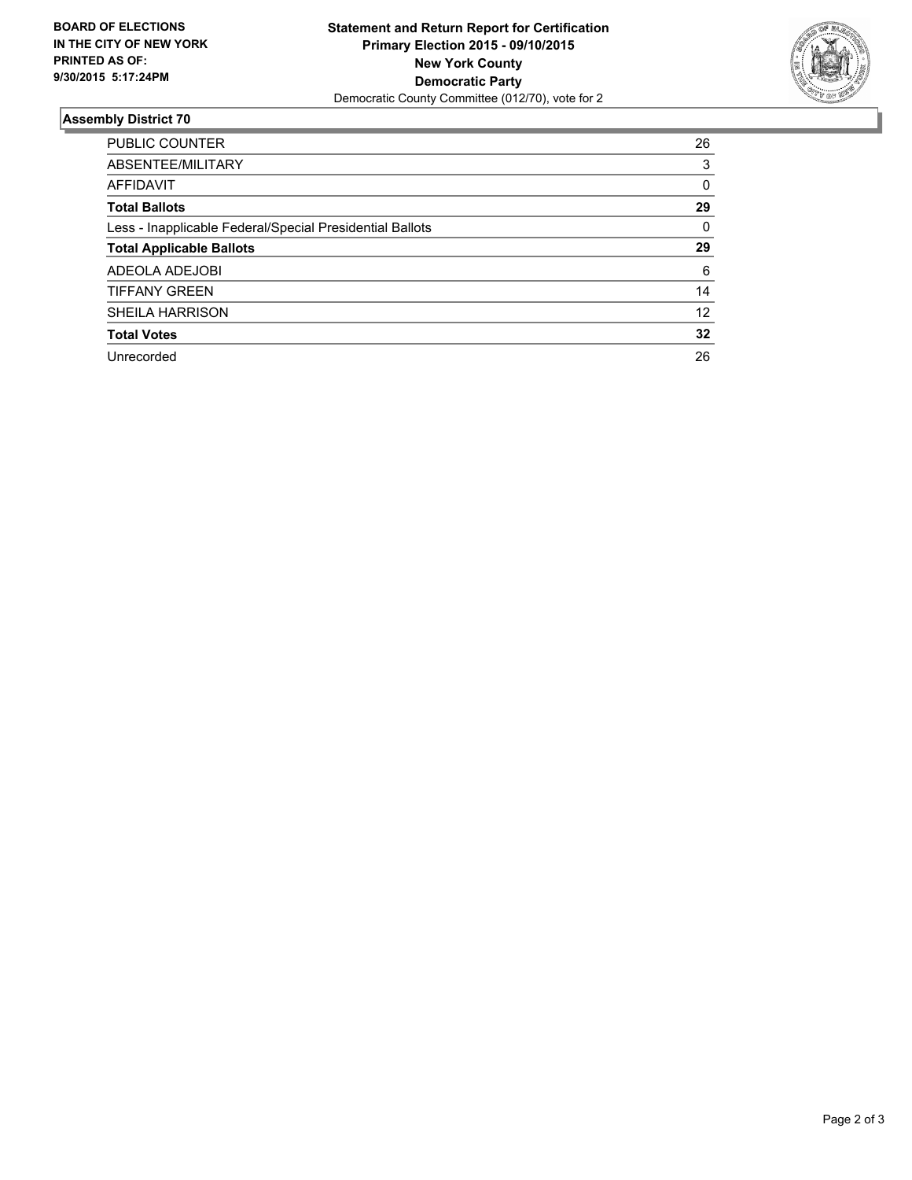**BOARD OF ELECTIONS IN THE CITY OF NEW YORK PRINTED AS OF: 9/30/2015 5:17:24PM**

**Statement and Return Report for Certification**
**Primary Election 2015 - 09/10/2015**
**New York County**
**Democratic Party**
Democratic County Committee (012/70), vote for 2

## Assembly District 70

| | |
|---|---|
| PUBLIC COUNTER | 26 |
| ABSENTEE/MILITARY | 3 |
| AFFIDAVIT | 0 |
| **Total Ballots** | **29** |
| Less - Inapplicable Federal/Special Presidential Ballots | 0 |
| **Total Applicable Ballots** | **29** |
| ADEOLA ADEJOBI | 6 |
| TIFFANY GREEN | 14 |
| SHEILA HARRISON | 12 |
| **Total Votes** | **32** |
| Unrecorded | 26 |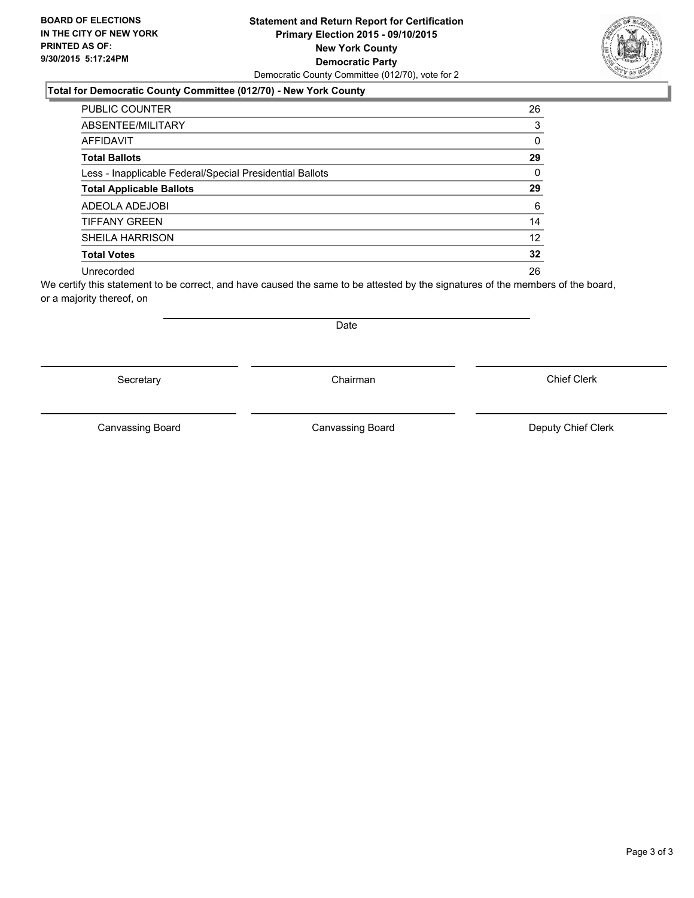**BOARD OF ELECTIONS IN THE CITY OF NEW YORK PRINTED AS OF: 9/30/2015 5:17:24PM**

**Statement and Return Report for Certification**
**Primary Election 2015 - 09/10/2015**
**New York County**
**Democratic Party**
Democratic County Committee (012/70), vote for 2

### Total for Democratic County Committee (012/70) - New York County

| | |
|---|---|
| PUBLIC COUNTER | 26 |
| ABSENTEE/MILITARY | 3 |
| AFFIDAVIT | 0 |
| **Total Ballots** | **29** |
| Less - Inapplicable Federal/Special Presidential Ballots | 0 |
| **Total Applicable Ballots** | **29** |
| ADEOLA ADEJOBI | 6 |
| TIFFANY GREEN | 14 |
| SHEILA HARRISON | 12 |
| **Total Votes** | **32** |
| Unrecorded | 26 |

We certify this statement to be correct, and have caused the same to be attested by the signatures of the members of the board, or a majority thereof, on

Date

Secretary | Chairman | Chief Clerk

Canvassing Board | Canvassing Board | Deputy Chief Clerk